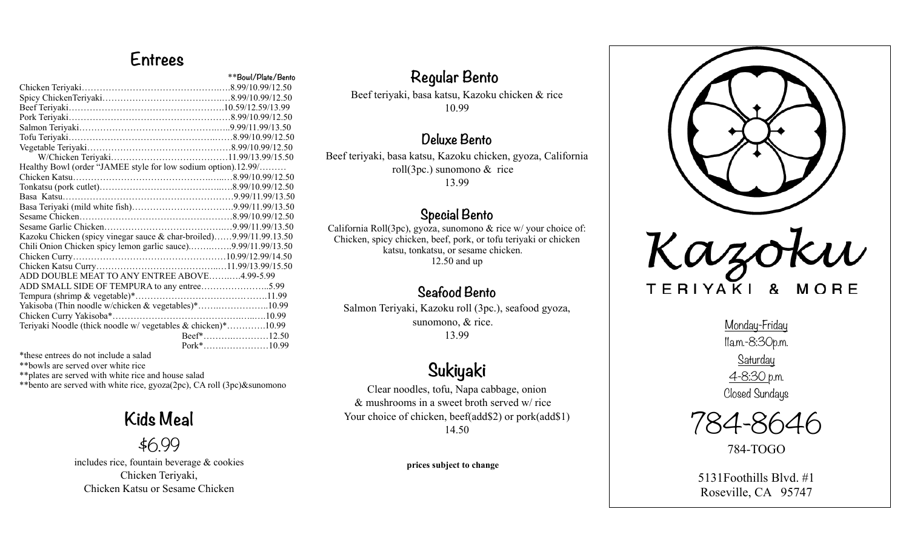## Entrees

| | **Bowl/Plate/Bento |
|---|---|
| Chicken Teriyaki | 8.99/10.99/12.50 |
| Spicy ChickenTeriyaki | 8.99/10.99/12.50 |
| Beef Teriyaki | 10.59/12.59/13.99 |
| Pork Teriyaki | 8.99/10.99/12.50 |
| Salmon Teriyaki | 9.99/11.99/13.50 |
| Tofu Teriyaki | 8.99/10.99/12.50 |
| Vegetable Teriyaki | 8.99/10.99/12.50 |
| W/Chicken Teriyaki | 11.99/13.99/15.50 |
| Healthy Bowl (order "JAMEE style for low sodium option) | 12.99/ |
| Chicken Katsu | 8.99/10.99/12.50 |
| Tonkatsu (pork cutlet) | 8.99/10.99/12.50 |
| Basa Katsu | 9.99/11.99/13.50 |
| Basa Teriyaki (mild white fish) | 9.99/11.99/13.50 |
| Sesame Chicken | 8.99/10.99/12.50 |
| Sesame Garlic Chicken | 9.99/11.99/13.50 |
| Kazoku Chicken (spicy vinegar sauce & char-broiled) | 9.99/11.99.13.50 |
| Chili Onion Chicken spicy lemon garlic sauce) | 9.99/11.99/13.50 |
| Chicken Curry | 10.99/12.99/14.50 |
| Chicken Katsu Curry | 11.99/13.99/15.50 |
| ADD DOUBLE MEAT TO ANY ENTREE ABOVE | 4.99-5.99 |
| ADD SMALL SIDE OF TEMPURA to any entree | 5.99 |
| Tempura (shrimp & vegetable)* | 11.99 |
| Yakisoba (Thin noodle w/chicken & vegetables)* | 10.99 |
| Chicken Curry Yakisoba* | 10.99 |
| Teriyaki Noodle (thick noodle w/ vegetables & chicken)* | 10.99 |
| Beef* | 12.50 |
| Pork* | 10.99 |

*these entrees do not include a salad
**bowls are served over white rice
**plates are served with white rice and house salad
**bento are served with white rice, gyoza(2pc), CA roll (3pc)&sunomono

## Kids Meal

$6.99

includes rice, fountain beverage & cookies
Chicken Teriyaki,
Chicken Katsu or Sesame Chicken

## Regular Bento

Beef teriyaki, basa katsu, Kazoku chicken & rice
10.99

## Deluxe Bento

Beef teriyaki, basa katsu, Kazoku chicken, gyoza, California roll(3pc.) sunomono & rice
13.99

## Special Bento

California Roll(3pc), gyoza, sunomono & rice w/ your choice of: Chicken, spicy chicken, beef, pork, or tofu teriyaki or chicken katsu, tonkatsu, or sesame chicken.
12.50 and up

## Seafood Bento

Salmon Teriyaki, Kazoku roll (3pc.), seafood gyoza, sunomono, & rice.
13.99

## Sukiyaki

Clear noodles, tofu, Napa cabbage, onion & mushrooms in a sweet broth served w/ rice
Your choice of chicken, beef(add$2) or pork(add$1)
14.50

**prices subject to change**

# Kazoku

TERIYAKI & MORE

Monday-Friday
11a.m.-8:30p.m.
Saturday
4-8:30 p.m.
Closed Sundays

784-8646

784-TOGO

5131Foothills Blvd. #1
Roseville, CA 95747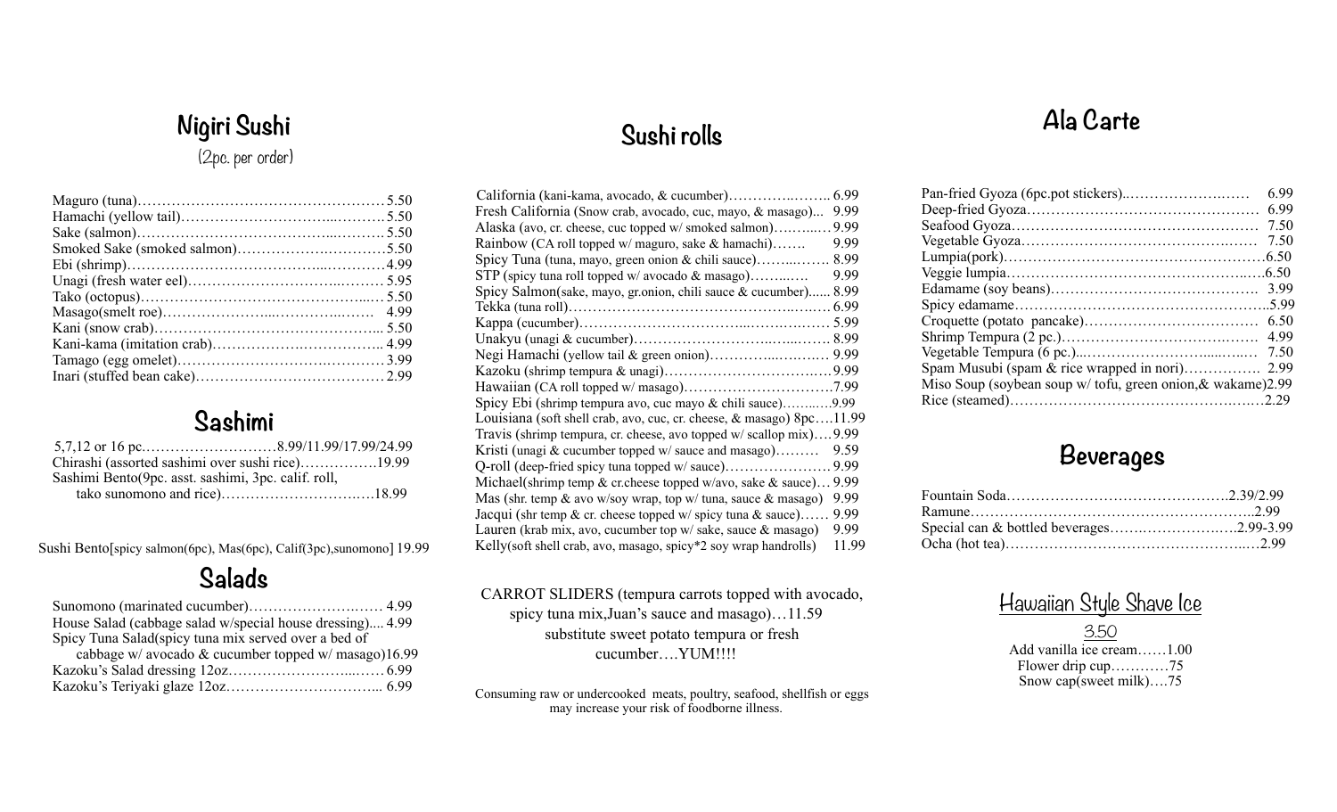## Nigiri Sushi

(2pc. per order)

| | |
|---|---|
| Maguro (tuna) | 5.50 |
| Hamachi (yellow tail) | 5.50 |
| Sake (salmon) | 5.50 |
| Smoked Sake (smoked salmon) | 5.50 |
| Ebi (shrimp) | 4.99 |
| Unagi (fresh water eel) | 5.95 |
| Tako (octopus) | 5.50 |
| Masago(smelt roe) | 4.99 |
| Kani (snow crab) | 5.50 |
| Kani-kama (imitation crab) | 4.99 |
| Tamago (egg omelet) | 3.99 |
| Inari (stuffed bean cake) | 2.99 |

## Sashimi

| | |
|---|---|
| 5,7,12 or 16 pc. | 8.99/11.99/17.99/24.99 |
| Chirashi (assorted sashimi over sushi rice) | 19.99 |
| Sashimi Bento(9pc. asst. sashimi, 3pc. calif. roll, tako sunomono and rice) | 18.99 |

Sushi Bento[spicy salmon(6pc), Mas(6pc), Calif(3pc),sunomono] 19.99

## Salads

| | |
|---|---|
| Sunomono (marinated cucumber) | 4.99 |
| House Salad (cabbage salad w/special house dressing) | 4.99 |
| Spicy Tuna Salad(spicy tuna mix served over a bed of cabbage w/ avocado & cucumber topped w/ masago) | 16.99 |
| Kazoku's Salad dressing 12oz | 6.99 |
| Kazoku's Teriyaki glaze 12oz | 6.99 |

## Sushi rolls

| | |
|---|---|
| California (kani-kama, avocado, & cucumber) | 6.99 |
| Fresh California (Snow crab, avocado, cuc, mayo, & masago) | 9.99 |
| Alaska (avo, cr. cheese, cuc topped w/ smoked salmon) | 9.99 |
| Rainbow (CA roll topped w/ maguro, sake & hamachi) | 9.99 |
| Spicy Tuna (tuna, mayo, green onion & chili sauce) | 8.99 |
| STP (spicy tuna roll topped w/ avocado & masago) | 9.99 |
| Spicy Salmon(sake, mayo, gr.onion, chili sauce & cucumber) | 8.99 |
| Tekka (tuna roll) | 6.99 |
| Kappa (cucumber) | 5.99 |
| Unakyu (unagi & cucumber) | 8.99 |
| Negi Hamachi (yellow tail & green onion) | 9.99 |
| Kazoku (shrimp tempura & unagi) | 9.99 |
| Hawaiian (CA roll topped w/ masago) | 7.99 |
| Spicy Ebi (shrimp tempura avo, cuc mayo & chili sauce) | 9.99 |
| Louisiana (soft shell crab, avo, cuc, cr. cheese, & masago) 8pc | 11.99 |
| Travis (shrimp tempura, cr. cheese, avo topped w/ scallop mix) | 9.99 |
| Kristi (unagi & cucumber topped w/ sauce and masago) | 9.59 |
| Q-roll (deep-fried spicy tuna topped w/ sauce) | 9.99 |
| Michael(shrimp temp & cr.cheese topped w/avo, sake & sauce) | 9.99 |
| Mas (shr. temp & avo w/soy wrap, top w/ tuna, sauce & masago) | 9.99 |
| Jacqui (shr temp & cr. cheese topped w/ spicy tuna & sauce) | 9.99 |
| Lauren (krab mix, avo, cucumber top w/ sake, sauce & masago) | 9.99 |
| Kelly(soft shell crab, avo, masago, spicy*2 soy wrap handrolls) | 11.99 |

CARROT SLIDERS (tempura carrots topped with avocado, spicy tuna mix,Juan's sauce and masago)…11.59
substitute sweet potato tempura or fresh cucumber….YUM!!!!

Consuming raw or undercooked meats, poultry, seafood, shellfish or eggs may increase your risk of foodborne illness.

## Ala Carte

| | |
|---|---|
| Pan-fried Gyoza (6pc.pot stickers) | 6.99 |
| Deep-fried Gyoza | 6.99 |
| Seafood Gyoza | 7.50 |
| Vegetable Gyoza | 7.50 |
| Lumpia(pork) | 6.50 |
| Veggie lumpia | 6.50 |
| Edamame (soy beans) | 3.99 |
| Spicy edamame | 5.99 |
| Croquette (potato pancake) | 6.50 |
| Shrimp Tempura (2 pc.) | 4.99 |
| Vegetable Tempura (6 pc.) | 7.50 |
| Spam Musubi (spam & rice wrapped in nori) | 2.99 |
| Miso Soup (soybean soup w/ tofu, green onion,& wakame) | 2.99 |
| Rice (steamed) | 2.29 |

## Beverages

| | |
|---|---|
| Fountain Soda | 2.39/2.99 |
| Ramune | 2.99 |
| Special can & bottled beverages | 2.99-3.99 |
| Ocha (hot tea) | 2.99 |

## Hawaiian Style Shave Ice

3.50

Add vanilla ice cream……1.00
Flower drip cup…………75
Snow cap(sweet milk)….75